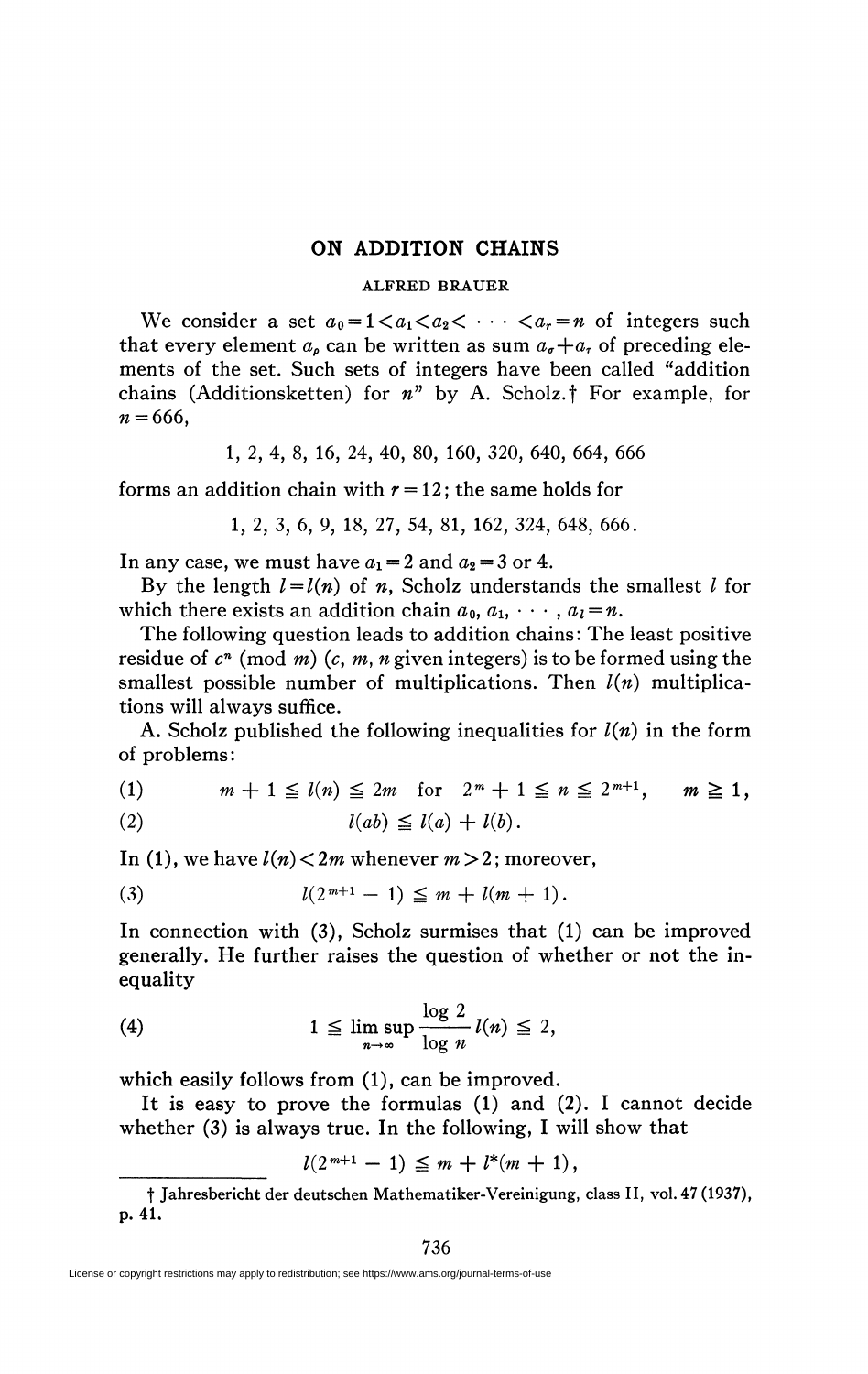# ON ADDITION CHAINS

ALFRED BRAUER

We consider a set $a_0 = 1 < a_1 < a_2 < \cdots < a_r = n$ of integers such that every element $a_\rho$ can be written as sum $a_\sigma + a_\tau$ of preceding elements of the set. Such sets of integers have been called "addition chains (Additionsketten) for $n$" by A. Scholz.† For example, for $n = 666$,

$$1, 2, 4, 8, 16, 24, 40, 80, 160, 320, 640, 664, 666$$

forms an addition chain with $r = 12$; the same holds for

$$1, 2, 3, 6, 9, 18, 27, 54, 81, 162, 324, 648, 666.$$

In any case, we must have $a_1 = 2$ and $a_2 = 3$ or 4.

By the length $l = l(n)$ of $n$, Scholz understands the smallest $l$ for which there exists an addition chain $a_0, a_1, \cdots, a_l = n$.

The following question leads to addition chains: The least positive residue of $c^n \pmod{m}$ ($c$, $m$, $n$ given integers) is to be formed using the smallest possible number of multiplications. Then $l(n)$ multiplications will always suffice.

A. Scholz published the following inequalities for $l(n)$ in the form of problems:

$$(1) \qquad m + 1 \leqq l(n) \leqq 2m \quad \text{for} \quad 2^m + 1 \leqq n \leqq 2^{m+1}, \qquad m \geqq 1,$$

$$(2) \qquad l(ab) \leqq l(a) + l(b).$$

In (1), we have $l(n) < 2m$ whenever $m > 2$; moreover,

$$(3) \qquad l(2^{m+1} - 1) \leqq m + l(m + 1).$$

In connection with (3), Scholz surmises that (1) can be improved generally. He further raises the question of whether or not the inequality

$$(4) \qquad 1 \leqq \limsup_{n \to \infty} \frac{\log 2}{\log n} l(n) \leqq 2,$$

which easily follows from (1), can be improved.

It is easy to prove the formulas (1) and (2). I cannot decide whether (3) is always true. In the following, I will show that

$$l(2^{m+1} - 1) \leqq m + l^*(m + 1),$$

---

† Jahresbericht der deutschen Mathematiker-Vereinigung, class II, vol. 47 (1937), p. 41.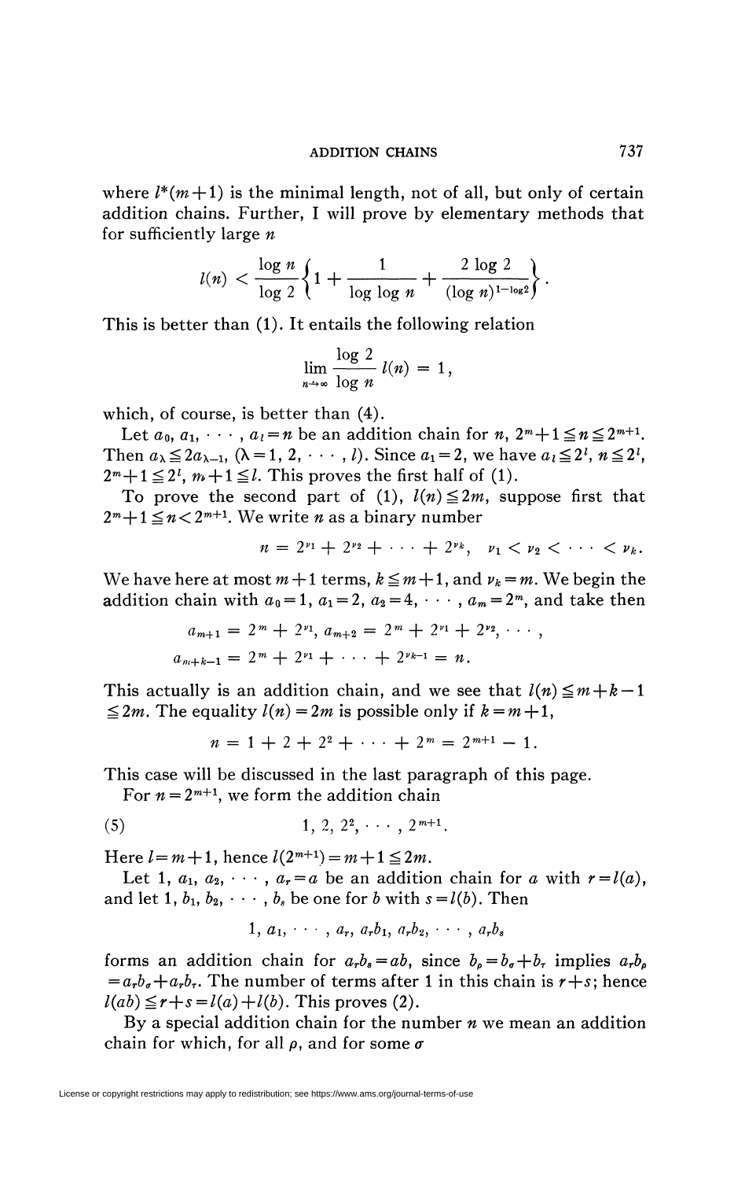where $l^*(m+1)$ is the minimal length, not of all, but only of certain addition chains. Further, I will prove by elementary methods that for sufficiently large $n$

$$l(n) < \frac{\log n}{\log 2}\left\{1 + \frac{1}{\log \log n} + \frac{2 \log 2}{(\log n)^{1-\log 2}}\right\}.$$

This is better than (1). It entails the following relation

$$\lim_{n \to \infty} \frac{\log 2}{\log n} l(n) = 1,$$

which, of course, is better than (4).

Let $a_0, a_1, \cdots, a_l = n$ be an addition chain for $n$, $2^m + 1 \leqq n \leqq 2^{m+1}$. Then $a_\lambda \leqq 2a_{\lambda-1}$, $(\lambda = 1, 2, \cdots, l)$. Since $a_1 = 2$, we have $a_l \leqq 2^l$, $n \leqq 2^l$, $2^m + 1 \leqq 2^l$, $m+1 \leqq l$. This proves the first half of (1).

To prove the second part of (1), $l(n) \leqq 2m$, suppose first that $2^m + 1 \leqq n < 2^{m+1}$. We write $n$ as a binary number

$$n = 2^{\nu_1} + 2^{\nu_2} + \cdots + 2^{\nu_k}, \quad \nu_1 < \nu_2 < \cdots < \nu_k.$$

We have here at most $m+1$ terms, $k \leqq m+1$, and $\nu_k = m$. We begin the addition chain with $a_0 = 1$, $a_1 = 2$, $a_2 = 4, \cdots, a_m = 2^m$, and take then

$$a_{m+1} = 2^m + 2^{\nu_1},\ a_{m+2} = 2^m + 2^{\nu_1} + 2^{\nu_2}, \cdots,$$
$$a_{m+k-1} = 2^m + 2^{\nu_1} + \cdots + 2^{\nu_{k-1}} = n.$$

This actually is an addition chain, and we see that $l(n) \leqq m + k - 1 \leqq 2m$. The equality $l(n) = 2m$ is possible only if $k = m+1$,

$$n = 1 + 2 + 2^2 + \cdots + 2^m = 2^{m+1} - 1.$$

This case will be discussed in the last paragraph of this page.

For $n = 2^{m+1}$, we form the addition chain

$$1, 2, 2^2, \cdots, 2^{m+1}. \tag{5}$$

Here $l = m+1$, hence $l(2^{m+1}) = m + 1 \leqq 2m$.

Let $1, a_1, a_2, \cdots, a_r = a$ be an addition chain for $a$ with $r = l(a)$, and let $1, b_1, b_2, \cdots, b_s$ be one for $b$ with $s = l(b)$. Then

$$1, a_1, \cdots, a_r, a_r b_1, a_r b_2, \cdots, a_r b_s$$

forms an addition chain for $a_r b_s = ab$, since $b_\rho = b_\sigma + b_\tau$ implies $a_r b_\rho = a_r b_\sigma + a_r b_\tau$. The number of terms after 1 in this chain is $r + s$; hence $l(ab) \leqq r + s = l(a) + l(b)$. This proves (2).

By a special addition chain for the number $n$ we mean an addition chain for which, for all $\rho$, and for some $\sigma$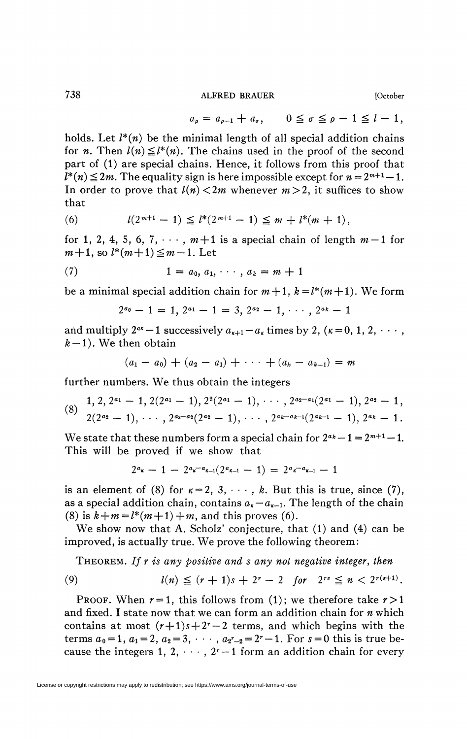$$a_\rho = a_{\rho-1} + a_\sigma, \qquad 0 \leqq \sigma \leqq \rho - 1 \leqq l - 1,$$

holds. Let $l^*(n)$ be the minimal length of all special addition chains for $n$. Then $l(n) \leqq l^*(n)$. The chains used in the proof of the second part of (1) are special chains. Hence, it follows from this proof that $l^*(n) \leqq 2m$. The equality sign is here impossible except for $n = 2^{m+1} - 1$. In order to prove that $l(n) < 2m$ whenever $m > 2$, it suffices to show that

$$(6) \qquad l(2^{m+1} - 1) \leqq l^*(2^{m+1} - 1) \leqq m + l^*(m + 1),$$

for 1, 2, 4, 5, 6, 7, $\cdots$, $m+1$ is a special chain of length $m-1$ for $m+1$, so $l^*(m+1) \leqq m - 1$. Let

$$(7) \qquad 1 = a_0, a_1, \cdots, a_k = m + 1$$

be a minimal special addition chain for $m+1$, $k = l^*(m+1)$. We form

$$2^{a_0} - 1 = 1, 2^{a_1} - 1 = 3, 2^{a_2} - 1, \cdots, 2^{a_k} - 1$$

and multiply $2^{a_\kappa} - 1$ successively $a_{\kappa+1} - a_\kappa$ times by 2, $(\kappa = 0, 1, 2, \cdots, k-1)$. We then obtain

$$(a_1 - a_0) + (a_2 - a_1) + \cdots + (a_k - a_{k-1}) = m$$

further numbers. We thus obtain the integers

$$(8) \qquad \begin{aligned} &1, 2, 2^{a_1} - 1, 2(2^{a_1} - 1), 2^2(2^{a_1} - 1), \cdots, 2^{a_2 - a_1}(2^{a_1} - 1), 2^{a_2} - 1, \\ &2(2^{a_2} - 1), \cdots, 2^{a_3 - a_2}(2^{a_2} - 1), \cdots, 2^{a_k - a_{k-1}}(2^{a_{k-1}} - 1), 2^{a_k} - 1. \end{aligned}$$

We state that these numbers form a special chain for $2^{a_k} - 1 = 2^{m+1} - 1$. This will be proved if we show that

$$2^{a_\kappa} - 1 - 2^{a_\kappa - a_{\kappa-1}}(2^{a_{\kappa-1}} - 1) = 2^{a_\kappa - a_{\kappa-1}} - 1$$

is an element of (8) for $\kappa = 2, 3, \cdots, k$. But this is true, since (7), as a special addition chain, contains $a_\kappa - a_{\kappa-1}$. The length of the chain (8) is $k + m = l^*(m+1) + m$, and this proves (6).

We show now that A. Scholz' conjecture, that (1) and (4) can be improved, is actually true. We prove the following theorem:

THEOREM. *If $r$ is any positive and $s$ any not negative integer, then*

$$(9) \qquad l(n) \leqq (r + 1)s + 2^r - 2 \quad \text{for} \quad 2^{rs} \leqq n < 2^{r(s+1)}.$$

PROOF. When $r = 1$, this follows from (1); we therefore take $r > 1$ and fixed. I state now that we can form an addition chain for $n$ which contains at most $(r+1)s + 2^r - 2$ terms, and which begins with the terms $a_0 = 1$, $a_1 = 2$, $a_2 = 3$, $\cdots$, $a_{2^r - 2} = 2^r - 1$. For $s = 0$ this is true because the integers 1, 2, $\cdots$, $2^r - 1$ form an addition chain for every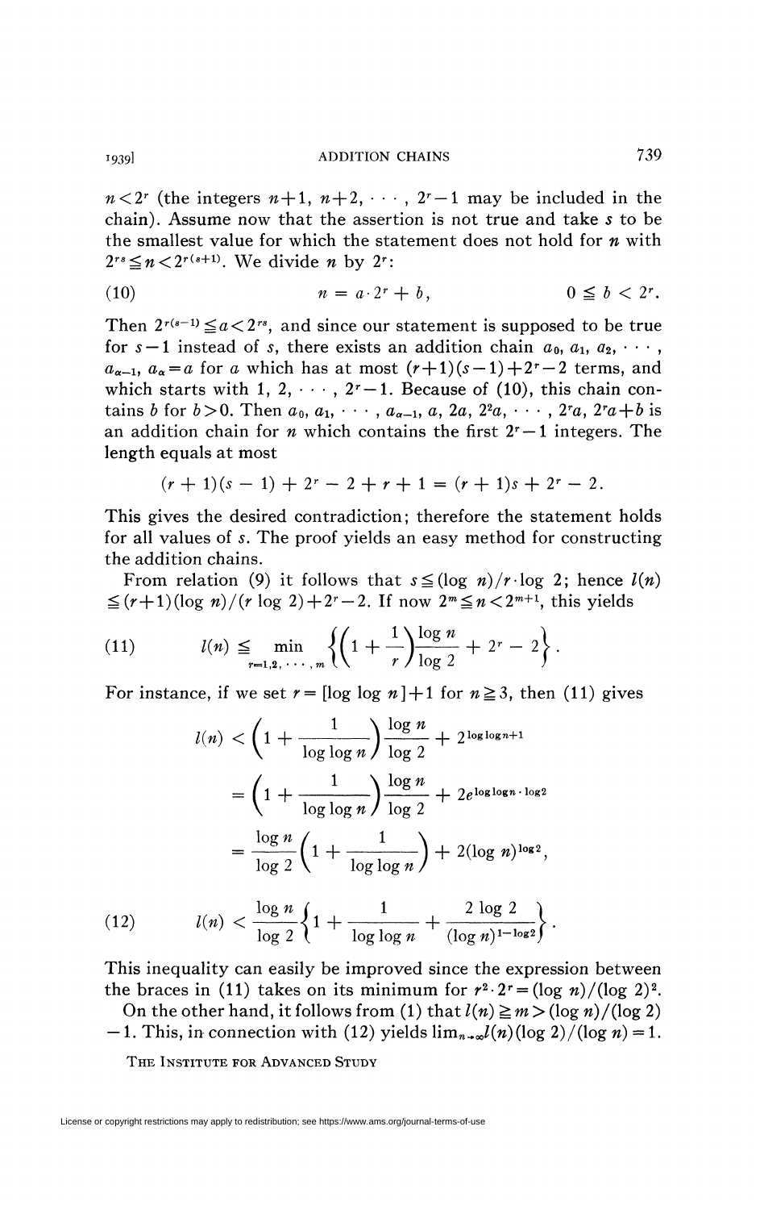$n < 2^r$ (the integers $n+1, n+2, \cdots, 2^r - 1$ may be included in the chain). Assume now that the assertion is not true and take $s$ to be the smallest value for which the statement does not hold for $n$ with $2^{rs} \leqq n < 2^{r(s+1)}$. We divide $n$ by $2^r$:

$$(10) \qquad n = a \cdot 2^r + b, \qquad 0 \leqq b < 2^r.$$

Then $2^{r(s-1)} \leqq a < 2^{rs}$, and since our statement is supposed to be true for $s-1$ instead of $s$, there exists an addition chain $a_0, a_1, a_2, \cdots, a_{\alpha-1}, a_\alpha = a$ for $a$ which has at most $(r+1)(s-1) + 2^r - 2$ terms, and which starts with $1, 2, \cdots, 2^r - 1$. Because of (10), this chain contains $b$ for $b > 0$. Then $a_0, a_1, \cdots, a_{\alpha-1}, a, 2a, 2^2a, \cdots, 2^ra, 2^ra + b$ is an addition chain for $n$ which contains the first $2^r - 1$ integers. The length equals at most

$$(r+1)(s-1) + 2^r - 2 + r + 1 = (r+1)s + 2^r - 2.$$

This gives the desired contradiction; therefore the statement holds for all values of $s$. The proof yields an easy method for constructing the addition chains.

From relation (9) it follows that $s \leqq (\log n)/r \cdot \log 2$; hence $l(n) \leqq (r+1)(\log n)/(r \log 2) + 2^r - 2$. If now $2^m \leqq n < 2^{m+1}$, this yields

$$(11) \qquad l(n) \leqq \min_{r=1,2,\cdots,m} \left\{ \left(1 + \frac{1}{r}\right)\frac{\log n}{\log 2} + 2^r - 2 \right\}.$$

For instance, if we set $r = [\log \log n] + 1$ for $n \geqq 3$, then (11) gives

$$\begin{aligned} l(n) &< \left(1 + \frac{1}{\log \log n}\right)\frac{\log n}{\log 2} + 2^{\log \log n + 1} \\ &= \left(1 + \frac{1}{\log \log n}\right)\frac{\log n}{\log 2} + 2e^{\log \log n \cdot \log 2} \\ &= \frac{\log n}{\log 2}\left(1 + \frac{1}{\log \log n}\right) + 2(\log n)^{\log 2}, \end{aligned}$$

$$(12) \qquad l(n) < \frac{\log n}{\log 2}\left\{1 + \frac{1}{\log \log n} + \frac{2 \log 2}{(\log n)^{1 - \log 2}}\right\}.$$

This inequality can easily be improved since the expression between the braces in (11) takes on its minimum for $r^2 \cdot 2^r = (\log n)/(\log 2)^2$.

On the other hand, it follows from (1) that $l(n) \geqq m > (\log n)/(\log 2) - 1$. This, in connection with (12) yields $\lim_{n\to\infty} l(n)(\log 2)/(\log n) = 1$.

The Institute for Advanced Study